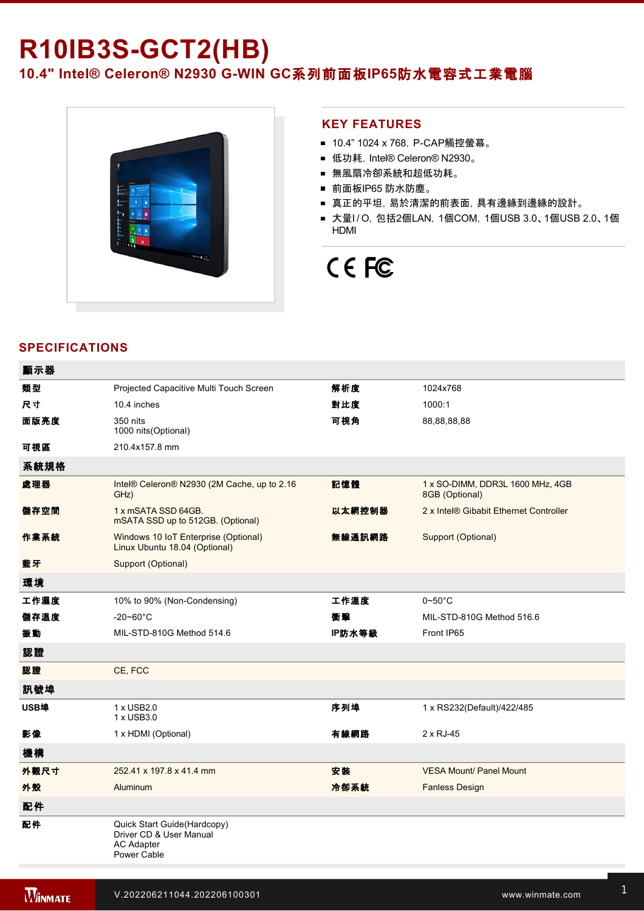# R10IB3S-GCT2(HB)

## 10.4" Intel® Celeron® N2930 G-WIN GC系列前面板IP65防水電容式工業電腦

## KEY FEATURES

- 10.4” 1024 x 768, P-CAP觸控螢幕。
- 低功耗, Intel® Celeron® N2930。
- 無風扇冷卻系統和超低功耗。
- 前面板IP65 防水防塵。
- 真正的平坦, 易於清潔的前表面, 具有邊緣到邊緣的設計。
- 大量I / O, 包括2個LAN, 1個COM, 1個USB 3.0、1個USB 2.0、1個HDMI

## SPECIFICATIONS

| 顯示器 | | | |
|---|---|---|---|
| 類型 | Projected Capacitive Multi Touch Screen | 解析度 | 1024x768 |
| 尺寸 | 10.4 inches | 對比度 | 1000:1 |
| 面版亮度 | 350 nits<br>1000 nits(Optional) | 可視角 | 88,88,88,88 |
| 可視區 | 210.4x157.8 mm | | |
| **系統規格** | | | |
| 處理器 | Intel® Celeron® N2930 (2M Cache, up to 2.16 GHz) | 記憶體 | 1 x SO-DIMM, DDR3L 1600 MHz, 4GB<br>8GB (Optional) |
| 儲存空間 | 1 x mSATA SSD 64GB.<br>mSATA SSD up to 512GB. (Optional) | 以太網控制器 | 2 x Intel® Gibabit Ethernet Controller |
| 作業系統 | Windows 10 IoT Enterprise (Optional)<br>Linux Ubuntu 18.04 (Optional) | 無線通訊網路 | Support (Optional) |
| 藍牙 | Support (Optional) | | |
| **環境** | | | |
| 工作濕度 | 10% to 90% (Non-Condensing) | 工作溫度 | 0~50°C |
| 儲存溫度 | -20~60°C | 衝擊 | MIL-STD-810G Method 516.6 |
| 振動 | MIL-STD-810G Method 514.6 | IP防水等級 | Front IP65 |
| **認證** | | | |
| 認證 | CE, FCC | | |
| **訊號埠** | | | |
| USB埠 | 1 x USB2.0<br>1 x USB3.0 | 序列埠 | 1 x RS232(Default)/422/485 |
| 影像 | 1 x HDMI (Optional) | 有線網路 | 2 x RJ-45 |
| **機構** | | | |
| 外觀尺寸 | 252.41 x 197.8 x 41.4 mm | 安裝 | VESA Mount/ Panel Mount |
| 外殼 | Aluminum | 冷卻系統 | Fanless Design |
| **配件** | | | |
| 配件 | Quick Start Guide(Hardcopy)<br>Driver CD & User Manual<br>AC Adapter<br>Power Cable | | |

V.202206211044.202206100301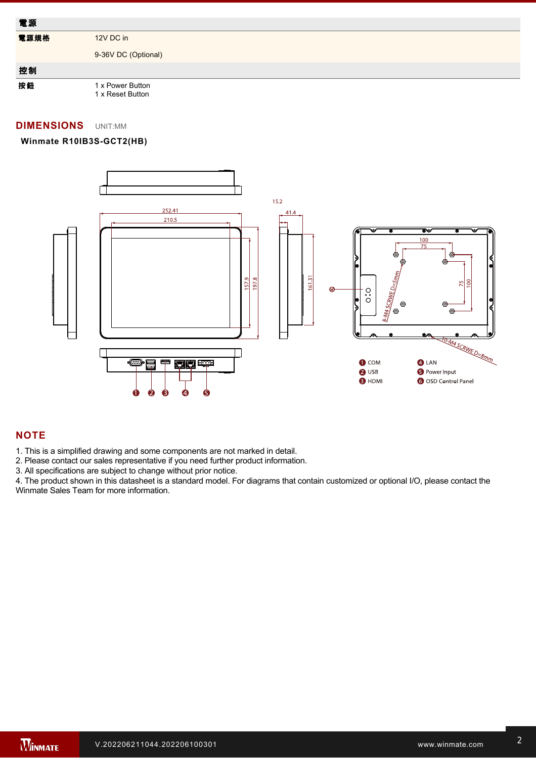| 電源 | |
| --- | --- |
| 電源規格 | 12V DC in<br>9-36V DC (Optional) |

| 控制 | |
| --- | --- |
| 按鈕 | 1 x Power Button<br>1 x Reset Button |

## DIMENSIONS UNIT:MM

**Winmate R10IB3S-GCT2(HB)**

252.41
210.5
157.9
197.8
15.2
41.4
161.31
100
75
75
100
8-M4 SCRWE D=5mm
10-M4 SCRWE D=8mm

1 COM
2 USB
3 HDMI
4 LAN
5 Power Input
6 OSD Control Panel

## NOTE

1. This is a simplified drawing and some components are not marked in detail.
2. Please contact our sales representative if you need further product information.
3. All specifications are subject to change without prior notice.
4. The product shown in this datasheet is a standard model. For diagrams that contain customized or optional I/O, please contact the Winmate Sales Team for more information.